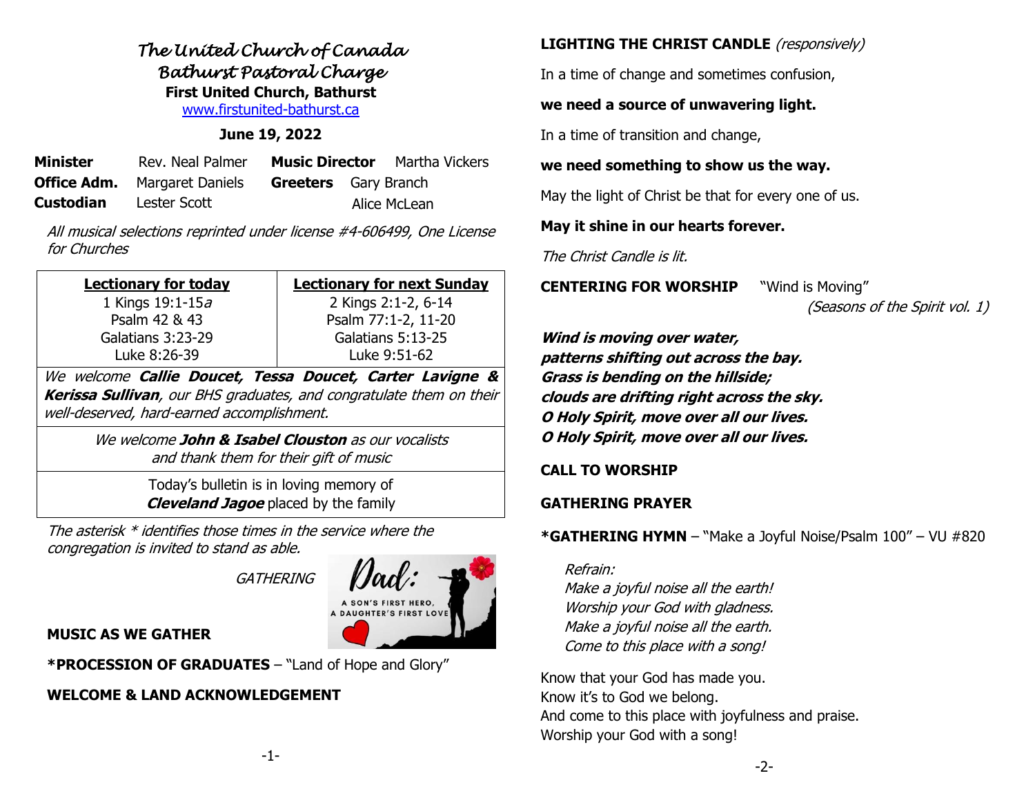# *The United Church of Canada*
## *Bathurst Pastoral Charge*
**First United Church, Bathurst**
www.firstunited-bathurst.ca

**June 19, 2022**

| | | | |
|---|---|---|---|
| **Minister** | Rev. Neal Palmer | **Music Director** | Martha Vickers |
| **Office Adm.** | Margaret Daniels | **Greeters** | Gary Branch |
| **Custodian** | Lester Scott | | Alice McLean |

*All musical selections reprinted under license #4-606499, One License for Churches*

| **Lectionary for today** | **Lectionary for next Sunday** |
|---|---|
| 1 Kings 19:1-15*a*<br>Psalm 42 & 43<br>Galatians 3:23-29<br>Luke 8:26-39 | 2 Kings 2:1-2, 6-14<br>Psalm 77:1-2, 11-20<br>Galatians 5:13-25<br>Luke 9:51-62 |

*We welcome **Callie Doucet, Tessa Doucet, Carter Lavigne & Kerissa Sullivan**, our BHS graduates, and congratulate them on their well-deserved, hard-earned accomplishment.*

*We welcome **John & Isabel Clouston** as our vocalists and thank them for their gift of music*

Today's bulletin is in loving memory of ***Cleveland Jagoe*** placed by the family

*The asterisk * identifies those times in the service where the congregation is invited to stand as able.*

*GATHERING*

**MUSIC AS WE GATHER**

***PROCESSION OF GRADUATES** – "Land of Hope and Glory"

**WELCOME & LAND ACKNOWLEDGEMENT**

**LIGHTING THE CHRIST CANDLE** *(responsively)*

In a time of change and sometimes confusion,

**we need a source of unwavering light.**

In a time of transition and change,

**we need something to show us the way.**

May the light of Christ be that for every one of us.

**May it shine in our hearts forever.**

*The Christ Candle is lit.*

**CENTERING FOR WORSHIP** "Wind is Moving" *(Seasons of the Spirit vol. 1)*

***Wind is moving over water,***
***patterns shifting out across the bay.***
***Grass is bending on the hillside;***
***clouds are drifting right across the sky.***
***O Holy Spirit, move over all our lives.***
***O Holy Spirit, move over all our lives.***

**CALL TO WORSHIP**

**GATHERING PRAYER**

***GATHERING HYMN** – "Make a Joyful Noise/Psalm 100" – VU #820

*Refrain:*
*Make a joyful noise all the earth!*
*Worship your God with gladness.*
*Make a joyful noise all the earth.*
*Come to this place with a song!*

Know that your God has made you.
Know it's to God we belong.
And come to this place with joyfulness and praise.
Worship your God with a song!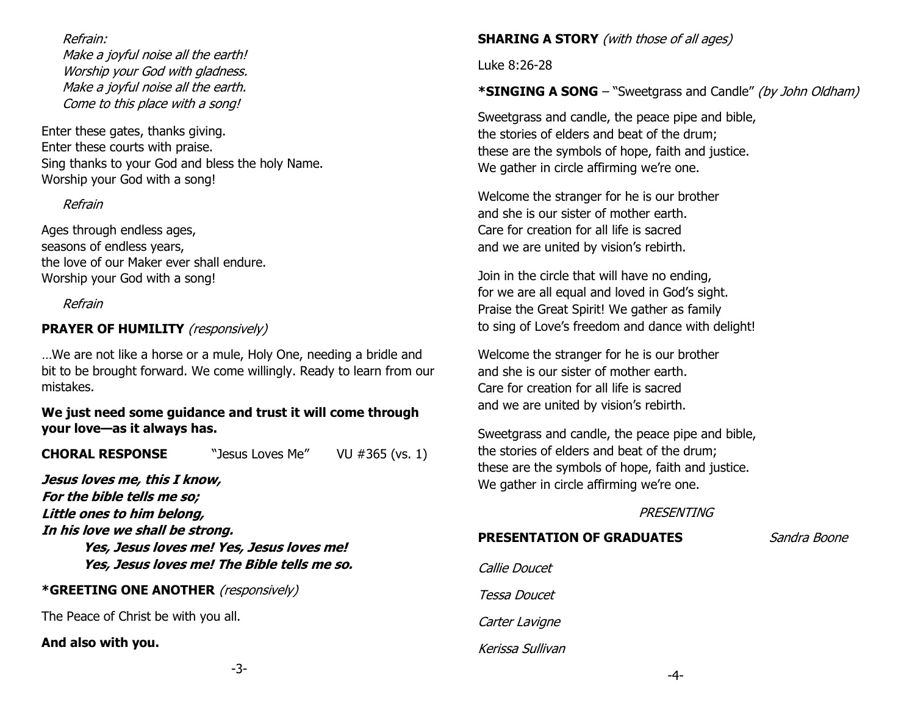*Refrain:*
*Make a joyful noise all the earth!*
*Worship your God with gladness.*
*Make a joyful noise all the earth.*
*Come to this place with a song!*

Enter these gates, thanks giving.
Enter these courts with praise.
Sing thanks to your God and bless the holy Name.
Worship your God with a song!

*Refrain*

Ages through endless ages,
seasons of endless years,
the love of our Maker ever shall endure.
Worship your God with a song!

*Refrain*

**PRAYER OF HUMILITY** *(responsively)*

*…*We are not like a horse or a mule, Holy One, needing a bridle and bit to be brought forward. We come willingly. Ready to learn from our mistakes.

**We just need some guidance and trust it will come through your love—as it always has.**

**CHORAL RESPONSE** "Jesus Loves Me" VU #365 (vs. 1)

***Jesus loves me, this I know,***
***For the bible tells me so;***
***Little ones to him belong,***
***In his love we shall be strong.***
***Yes, Jesus loves me! Yes, Jesus loves me!***
***Yes, Jesus loves me! The Bible tells me so.***

**\*GREETING ONE ANOTHER** *(responsively)*

The Peace of Christ be with you all.

**And also with you.**

**SHARING A STORY** *(with those of all ages)*

Luke 8:26-28

**\*SINGING A SONG** – "Sweetgrass and Candle" *(by John Oldham)*

Sweetgrass and candle, the peace pipe and bible,
the stories of elders and beat of the drum;
these are the symbols of hope, faith and justice.
We gather in circle affirming we're one.

Welcome the stranger for he is our brother
and she is our sister of mother earth.
Care for creation for all life is sacred
and we are united by vision's rebirth.

Join in the circle that will have no ending,
for we are all equal and loved in God's sight.
Praise the Great Spirit! We gather as family
to sing of Love's freedom and dance with delight!

Welcome the stranger for he is our brother
and she is our sister of mother earth.
Care for creation for all life is sacred
and we are united by vision's rebirth.

Sweetgrass and candle, the peace pipe and bible,
the stories of elders and beat of the drum;
these are the symbols of hope, faith and justice.
We gather in circle affirming we're one.

*PRESENTING*

**PRESENTATION OF GRADUATES** *Sandra Boone*

*Callie Doucet*

*Tessa Doucet*

*Carter Lavigne*

*Kerissa Sullivan*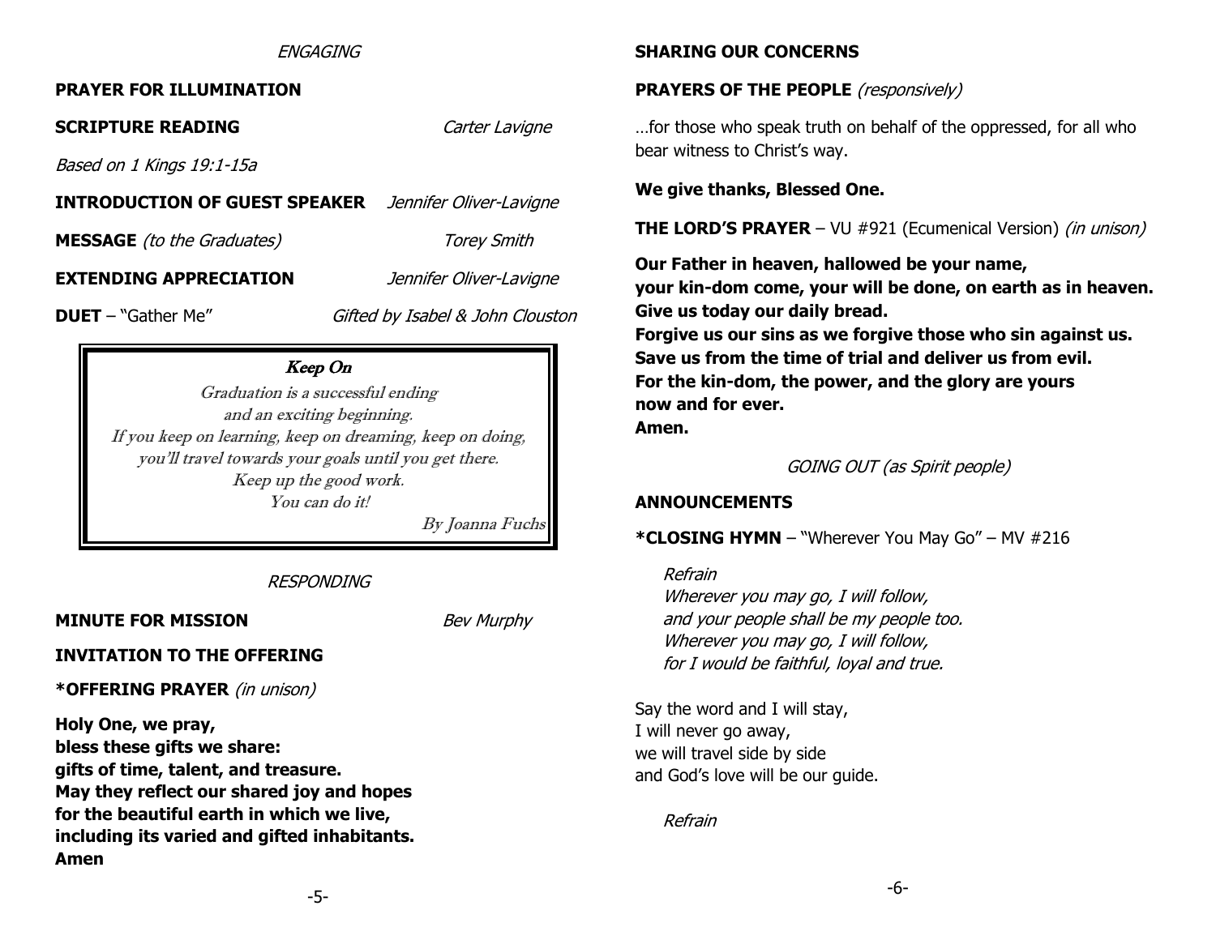*ENGAGING*

**PRAYER FOR ILLUMINATION**

**SCRIPTURE READING** *Carter Lavigne*

*Based on 1 Kings 19:1-15a*

**INTRODUCTION OF GUEST SPEAKER** *Jennifer Oliver-Lavigne*

**MESSAGE** *(to the Graduates)* *Torey Smith*

**EXTENDING APPRECIATION** *Jennifer Oliver-Lavigne*

**DUET** – "Gather Me" *Gifted by Isabel & John Clouston*

> ***Keep On***
>
> *Graduation is a successful ending*
> *and an exciting beginning.*
> *If you keep on learning, keep on dreaming, keep on doing,*
> *you'll travel towards your goals until you get there.*
> *Keep up the good work.*
> *You can do it!*
>
> *By Joanna Fuchs*

*RESPONDING*

**MINUTE FOR MISSION** *Bev Murphy*

**INVITATION TO THE OFFERING**

***OFFERING PRAYER** *(in unison)*

**Holy One, we pray,**
**bless these gifts we share:**
**gifts of time, talent, and treasure.**
**May they reflect our shared joy and hopes**
**for the beautiful earth in which we live,**
**including its varied and gifted inhabitants.**
**Amen**

**SHARING OUR CONCERNS**

**PRAYERS OF THE PEOPLE** *(responsively)*

…for those who speak truth on behalf of the oppressed, for all who bear witness to Christ's way.

**We give thanks, Blessed One.**

**THE LORD'S PRAYER** – VU #921 (Ecumenical Version) *(in unison)*

**Our Father in heaven, hallowed be your name,**
**your kin-dom come, your will be done, on earth as in heaven.**
**Give us today our daily bread.**
**Forgive us our sins as we forgive those who sin against us.**
**Save us from the time of trial and deliver us from evil.**
**For the kin-dom, the power, and the glory are yours**
**now and for ever.**
**Amen.**

*GOING OUT (as Spirit people)*

**ANNOUNCEMENTS**

***CLOSING HYMN** – "Wherever You May Go" – MV #216

*Refrain*
*Wherever you may go, I will follow,*
*and your people shall be my people too.*
*Wherever you may go, I will follow,*
*for I would be faithful, loyal and true.*

Say the word and I will stay,
I will never go away,
we will travel side by side
and God's love will be our guide.

*Refrain*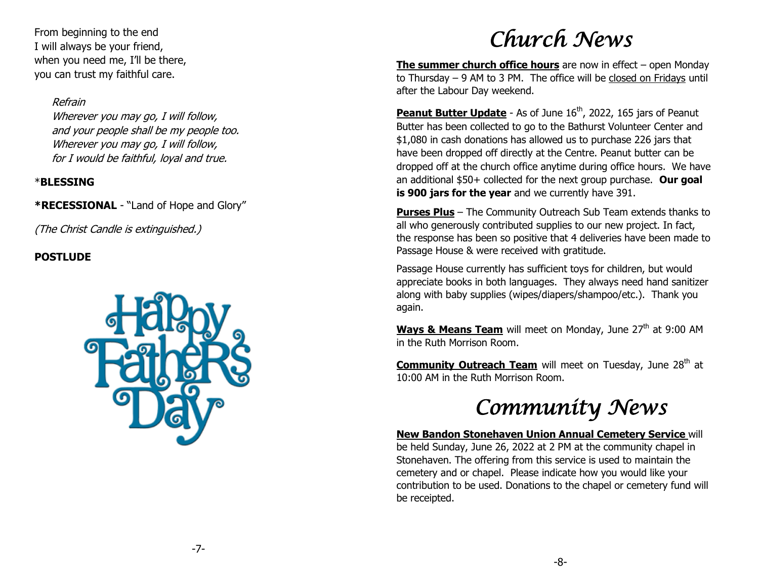From beginning to the end
I will always be your friend,
when you need me, I'll be there,
you can trust my faithful care.

*Refrain*
*Wherever you may go, I will follow,*
*and your people shall be my people too.*
*Wherever you may go, I will follow,*
*for I would be faithful, loyal and true.*

\***BLESSING**

**\*RECESSIONAL** - "Land of Hope and Glory"

*(The Christ Candle is extinguished.)*

**POSTLUDE**

Happy Father's Day

# *Church News*

**The summer church office hours** are now in effect – open Monday to Thursday – 9 AM to 3 PM. The office will be closed on Fridays until after the Labour Day weekend.

**Peanut Butter Update** - As of June 16th, 2022, 165 jars of Peanut Butter has been collected to go to the Bathurst Volunteer Center and $1,080 in cash donations has allowed us to purchase 226 jars that have been dropped off directly at the Centre. Peanut butter can be dropped off at the church office anytime during office hours. We have an additional $50+ collected for the next group purchase. **Our goal is 900 jars for the year** and we currently have 391.

**Purses Plus** – The Community Outreach Sub Team extends thanks to all who generously contributed supplies to our new project. In fact, the response has been so positive that 4 deliveries have been made to Passage House & were received with gratitude.

Passage House currently has sufficient toys for children, but would appreciate books in both languages. They always need hand sanitizer along with baby supplies (wipes/diapers/shampoo/etc.). Thank you again.

**Ways & Means Team** will meet on Monday, June 27th at 9:00 AM in the Ruth Morrison Room.

**Community Outreach Team** will meet on Tuesday, June 28th at 10:00 AM in the Ruth Morrison Room.

# *Community News*

**New Bandon Stonehaven Union Annual Cemetery Service** will be held Sunday, June 26, 2022 at 2 PM at the community chapel in Stonehaven. The offering from this service is used to maintain the cemetery and or chapel. Please indicate how you would like your contribution to be used. Donations to the chapel or cemetery fund will be receipted.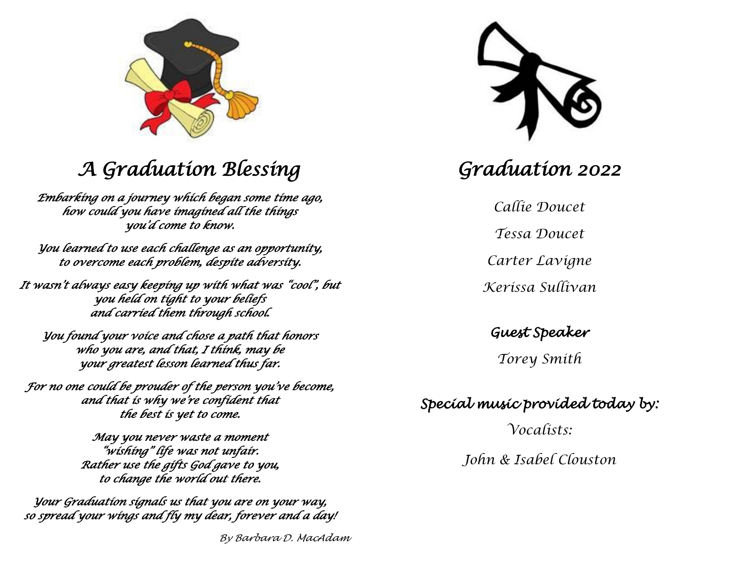# A Graduation Blessing

*Embarking on a journey which began some time ago,*
*how could you have imagined all the things*
*you'd come to know.*

*You learned to use each challenge as an opportunity,*
*to overcome each problem, despite adversity.*

*It wasn't always easy keeping up with what was "cool", but*
*you held on tight to your beliefs*
*and carried them through school.*

*You found your voice and chose a path that honors*
*who you are, and that, I think, may be*
*your greatest lesson learned thus far.*

*For no one could be prouder of the person you've become,*
*and that is why we're confident that*
*the best is yet to come.*

*May you never waste a moment*
*"wishing" life was not unfair.*
*Rather use the gifts God gave to you,*
*to change the world out there.*

*Your Graduation signals us that you are on your way,*
*so spread your wings and fly my dear, forever and a day!*

*By Barbara D. MacAdam*

# Graduation 2022

Callie Doucet

Tessa Doucet

Carter Lavigne

Kerissa Sullivan

## Guest Speaker

Torey Smith

## Special music provided today by:

Vocalists:

John & Isabel Clouston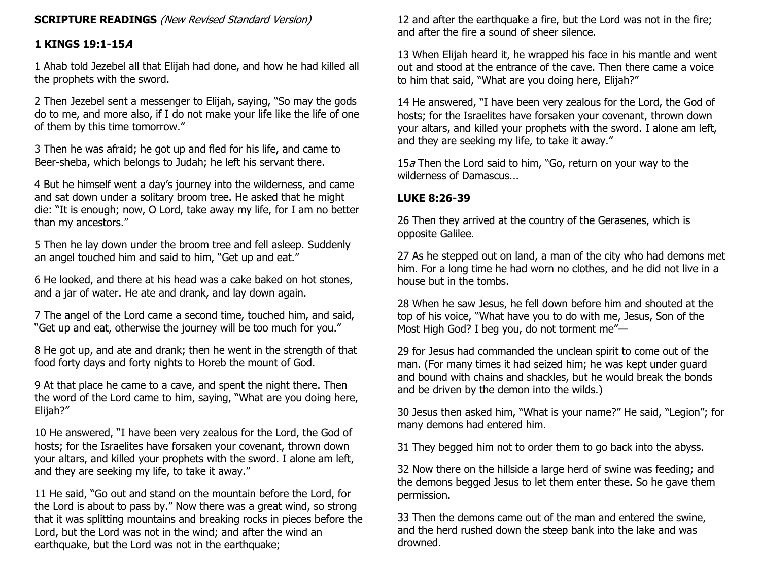**SCRIPTURE READINGS** *(New Revised Standard Version)*

**1 KINGS 19:1-15*A***

1 Ahab told Jezebel all that Elijah had done, and how he had killed all the prophets with the sword.

2 Then Jezebel sent a messenger to Elijah, saying, "So may the gods do to me, and more also, if I do not make your life like the life of one of them by this time tomorrow."

3 Then he was afraid; he got up and fled for his life, and came to Beer-sheba, which belongs to Judah; he left his servant there.

4 But he himself went a day's journey into the wilderness, and came and sat down under a solitary broom tree. He asked that he might die: "It is enough; now, O Lord, take away my life, for I am no better than my ancestors."

5 Then he lay down under the broom tree and fell asleep. Suddenly an angel touched him and said to him, "Get up and eat."

6 He looked, and there at his head was a cake baked on hot stones, and a jar of water. He ate and drank, and lay down again.

7 The angel of the Lord came a second time, touched him, and said, "Get up and eat, otherwise the journey will be too much for you."

8 He got up, and ate and drank; then he went in the strength of that food forty days and forty nights to Horeb the mount of God.

9 At that place he came to a cave, and spent the night there. Then the word of the Lord came to him, saying, "What are you doing here, Elijah?"

10 He answered, "I have been very zealous for the Lord, the God of hosts; for the Israelites have forsaken your covenant, thrown down your altars, and killed your prophets with the sword. I alone am left, and they are seeking my life, to take it away."

11 He said, "Go out and stand on the mountain before the Lord, for the Lord is about to pass by." Now there was a great wind, so strong that it was splitting mountains and breaking rocks in pieces before the Lord, but the Lord was not in the wind; and after the wind an earthquake, but the Lord was not in the earthquake;

12 and after the earthquake a fire, but the Lord was not in the fire; and after the fire a sound of sheer silence.

13 When Elijah heard it, he wrapped his face in his mantle and went out and stood at the entrance of the cave. Then there came a voice to him that said, "What are you doing here, Elijah?"

14 He answered, "I have been very zealous for the Lord, the God of hosts; for the Israelites have forsaken your covenant, thrown down your altars, and killed your prophets with the sword. I alone am left, and they are seeking my life, to take it away."

15*a* Then the Lord said to him, "Go, return on your way to the wilderness of Damascus...

**LUKE 8:26-39**

26 Then they arrived at the country of the Gerasenes, which is opposite Galilee.

27 As he stepped out on land, a man of the city who had demons met him. For a long time he had worn no clothes, and he did not live in a house but in the tombs.

28 When he saw Jesus, he fell down before him and shouted at the top of his voice, "What have you to do with me, Jesus, Son of the Most High God? I beg you, do not torment me"—

29 for Jesus had commanded the unclean spirit to come out of the man. (For many times it had seized him; he was kept under guard and bound with chains and shackles, but he would break the bonds and be driven by the demon into the wilds.)

30 Jesus then asked him, "What is your name?" He said, "Legion"; for many demons had entered him.

31 They begged him not to order them to go back into the abyss.

32 Now there on the hillside a large herd of swine was feeding; and the demons begged Jesus to let them enter these. So he gave them permission.

33 Then the demons came out of the man and entered the swine, and the herd rushed down the steep bank into the lake and was drowned.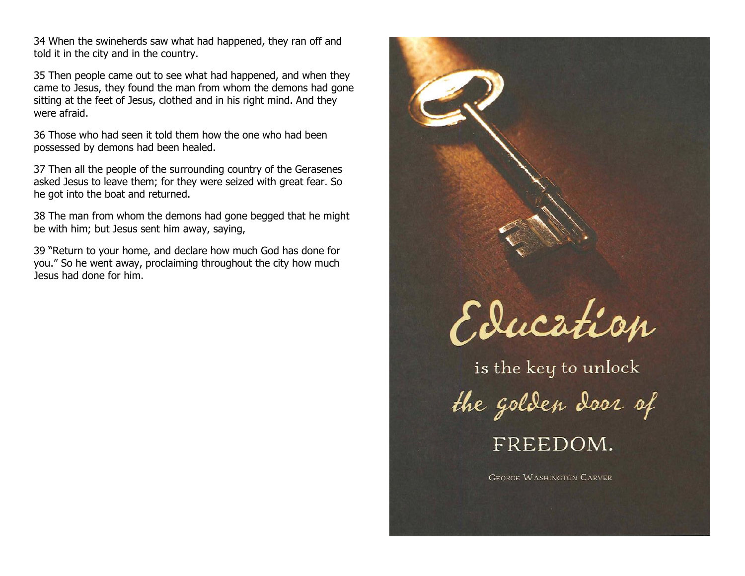34 When the swineherds saw what had happened, they ran off and told it in the city and in the country.

35 Then people came out to see what had happened, and when they came to Jesus, they found the man from whom the demons had gone sitting at the feet of Jesus, clothed and in his right mind. And they were afraid.

36 Those who had seen it told them how the one who had been possessed by demons had been healed.

37 Then all the people of the surrounding country of the Gerasenes asked Jesus to leave them; for they were seized with great fear. So he got into the boat and returned.

38 The man from whom the demons had gone begged that he might be with him; but Jesus sent him away, saying,

39 "Return to your home, and declare how much God has done for you." So he went away, proclaiming throughout the city how much Jesus had done for him.

*Education* is the key to unlock *the golden door of* FREEDOM.

GEORGE WASHINGTON CARVER